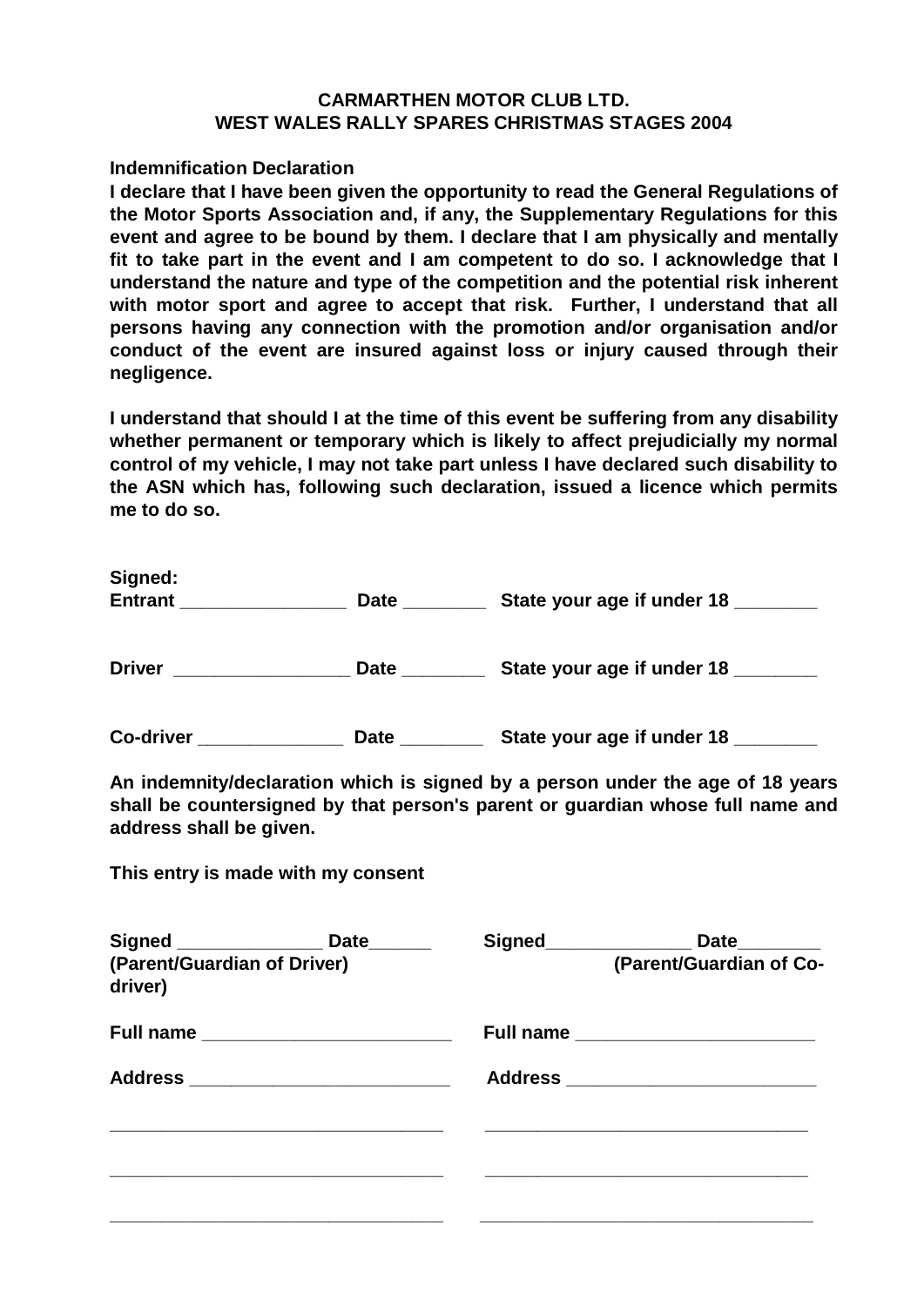**CARMARTHEN MOTOR CLUB LTD.**
**WEST WALES RALLY SPARES CHRISTMAS STAGES 2004**

**Indemnification Declaration**

**I declare that I have been given the opportunity to read the General Regulations of the Motor Sports Association and, if any, the Supplementary Regulations for this event and agree to be bound by them. I declare that I am physically and mentally fit to take part in the event and I am competent to do so. I acknowledge that I understand the nature and type of the competition and the potential risk inherent with motor sport and agree to accept that risk. Further, I understand that all persons having any connection with the promotion and/or organisation and/or conduct of the event are insured against loss or injury caused through their negligence.**

**I understand that should I at the time of this event be suffering from any disability whether permanent or temporary which is likely to affect prejudicially my normal control of my vehicle, I may not take part unless I have declared such disability to the ASN which has, following such declaration, issued a licence which permits me to do so.**

**Signed:**
**Entrant ________________ Date ________ State your age if under 18 ________**

**Driver _________________ Date ________ State your age if under 18 ________**

**Co-driver ______________ Date ________ State your age if under 18 ________**

**An indemnity/declaration which is signed by a person under the age of 18 years shall be countersigned by that person's parent or guardian whose full name and address shall be given.**

**This entry is made with my consent**

**Signed ______________ Date______**
**(Parent/Guardian of Driver)**

**Full name ________________________**

**Address _________________________**

________________________________

________________________________

________________________________

**Signed______________ Date________**
**(Parent/Guardian of Co-driver)**

**Full name _______________________**

**Address ________________________**

________________________________

________________________________

________________________________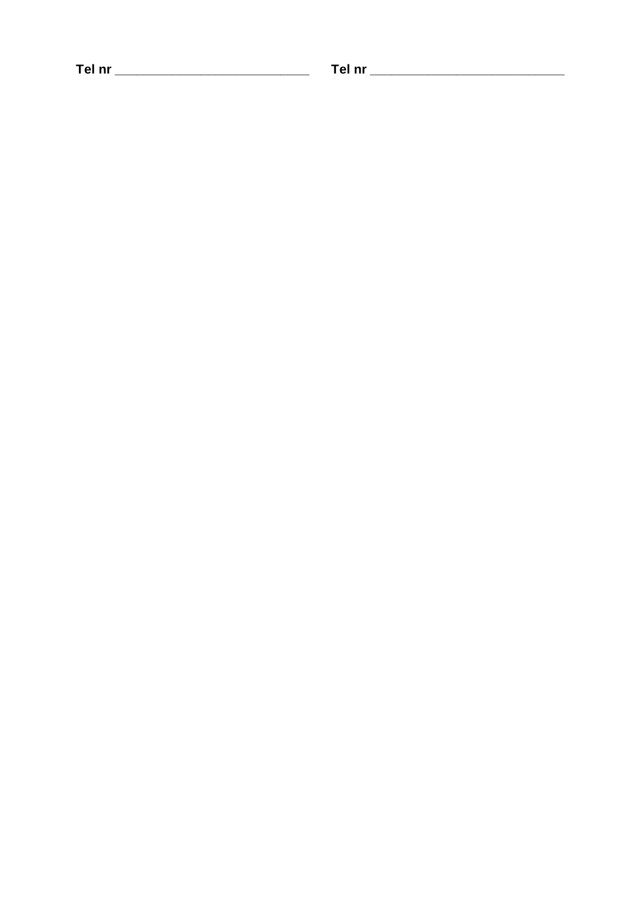**Tel nr** ____________________________ **Tel nr** ____________________________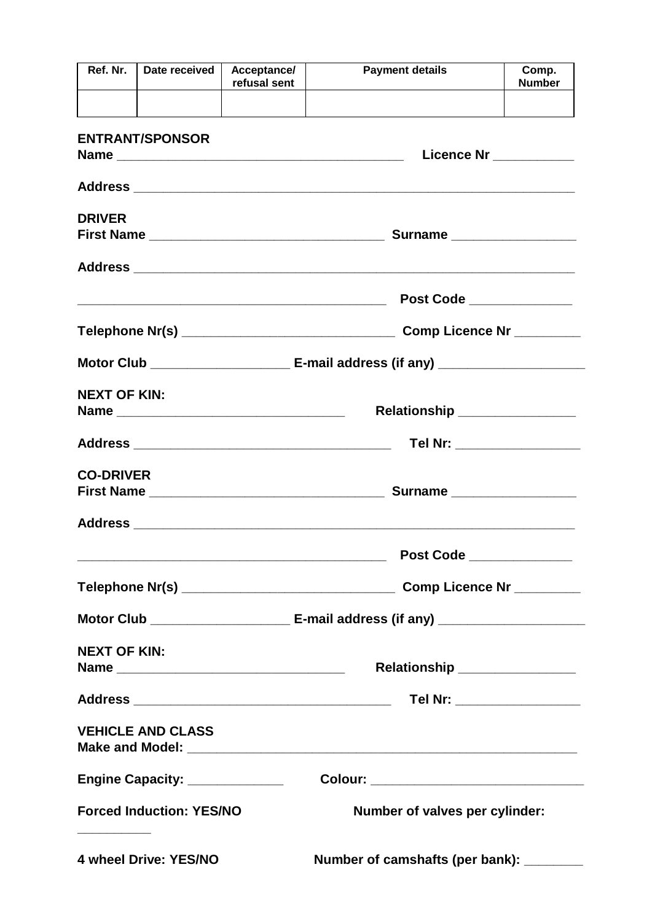| Ref. Nr. | Date received | Acceptance/ refusal sent | Payment details | Comp. Number |
|---|---|---|---|---|
| | | | | |

**ENTRANT/SPONSOR**
**Name** ________________________________________ **Licence Nr** ___________

**Address** ______________________________________________________________

**DRIVER**
**First Name** _________________________________ **Surname** _________________

**Address** ______________________________________________________________

_____________________________________________ **Post Code** ______________

**Telephone Nr(s)** ______________________________ **Comp Licence Nr** _________

**Motor Club** ___________________ **E-mail address (if any)** ____________________

**NEXT OF KIN:**
**Name** ________________________________ **Relationship** ________________

**Address** ___________________________________ **Tel Nr:** _________________

**CO-DRIVER**
**First Name** _________________________________ **Surname** _________________

**Address** ______________________________________________________________

_____________________________________________ **Post Code** ______________

**Telephone Nr(s)** ______________________________ **Comp Licence Nr** _________

**Motor Club** ___________________ **E-mail address (if any)** ____________________

**NEXT OF KIN:**
**Name** ________________________________ **Relationship** ________________

**Address** ___________________________________ **Tel Nr:** _________________

**VEHICLE AND CLASS**
**Make and Model:** _______________________________________________________

**Engine Capacity:** _____________ **Colour:** ______________________________

**Forced Induction: YES/NO** **Number of valves per cylinder:** __________

**4 wheel Drive: YES/NO** **Number of camshafts (per bank):** ________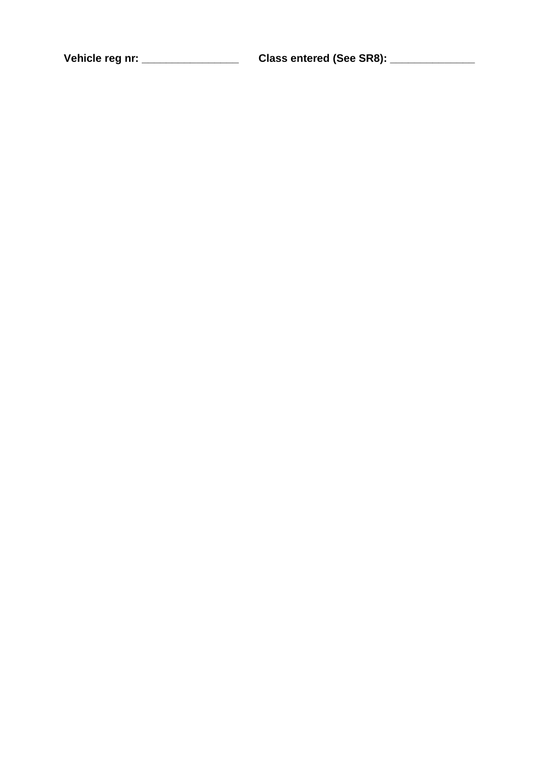**Vehicle reg nr: ________________** **Class entered (See SR8): ______________**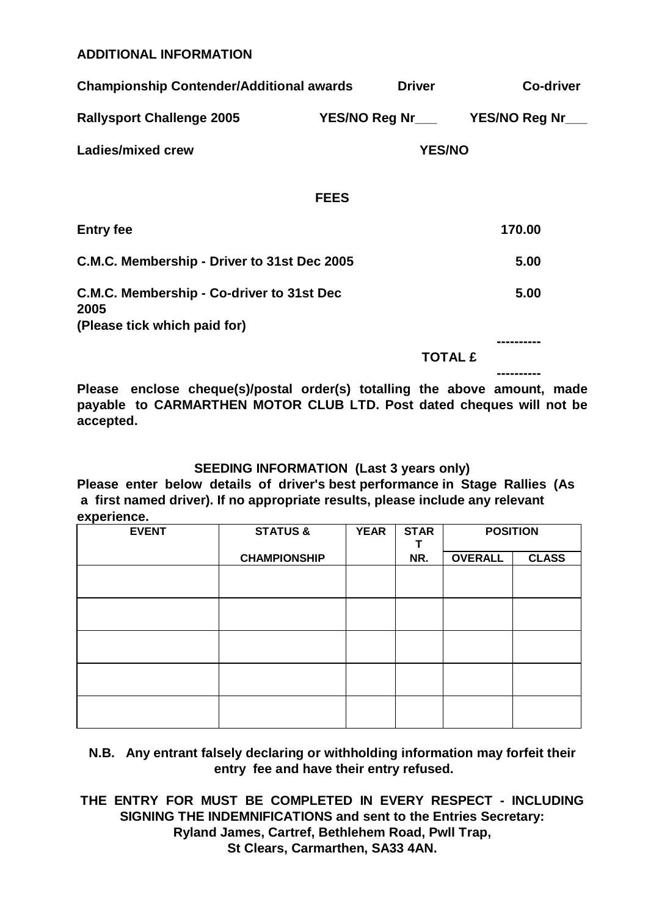**ADDITIONAL INFORMATION**

| **Championship Contender/Additional awards** | **Driver** | **Co-driver** |
|---|---|---|
| **Rallysport Challenge 2005** | **YES/NO Reg Nr___** | **YES/NO Reg Nr___** |
| **Ladies/mixed crew** | **YES/NO** | |

**FEES**

| | |
|---|---|
| **Entry fee** | **170.00** |
| **C.M.C. Membership - Driver to 31st Dec 2005** | **5.00** |
| **C.M.C. Membership - Co-driver to 31st Dec 2005** | **5.00** |
| **(Please tick which paid for)** | |
| | **----------** |
| **TOTAL £** | |
| | **----------** |

**Please enclose cheque(s)/postal order(s) totalling the above amount, made payable to CARMARTHEN MOTOR CLUB LTD. Post dated cheques will not be accepted.**

**SEEDING INFORMATION (Last 3 years only)**

**Please enter below details of driver's best performance in Stage Rallies (As a first named driver). If no appropriate results, please include any relevant experience.**

| **EVENT** | **STATUS &** | **YEAR** | **START** | **POSITION** | |
|---|---|---|---|---|---|
| | **CHAMPIONSHIP** | | **NR.** | **OVERALL** | **CLASS** |
| | | | | | |
| | | | | | |
| | | | | | |
| | | | | | |
| | | | | | |

**N.B. Any entrant falsely declaring or withholding information may forfeit their entry fee and have their entry refused.**

**THE ENTRY FOR MUST BE COMPLETED IN EVERY RESPECT - INCLUDING SIGNING THE INDEMNIFICATIONS and sent to the Entries Secretary:**
**Ryland James, Cartref, Bethlehem Road, Pwll Trap,**
**St Clears, Carmarthen, SA33 4AN.**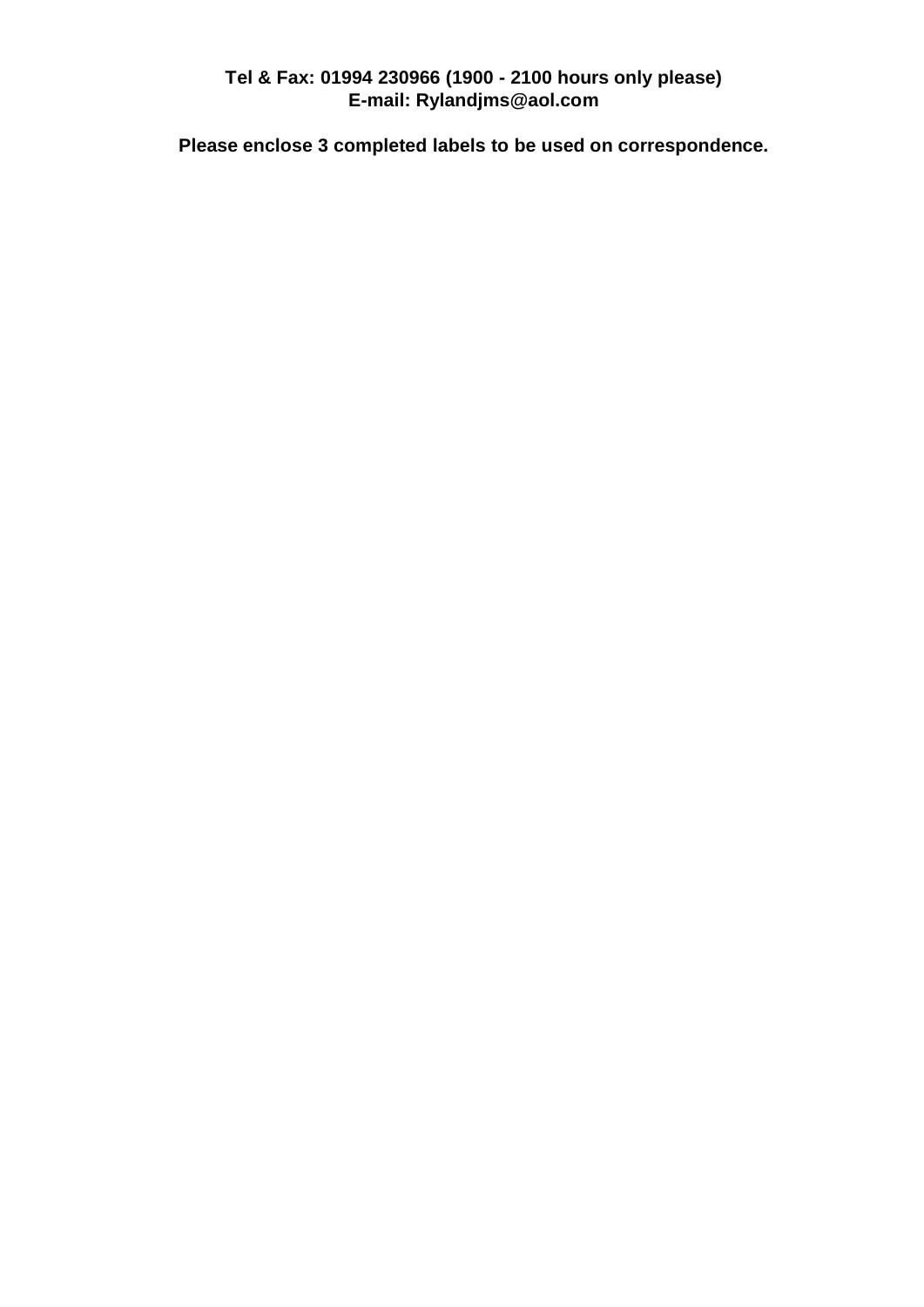**Tel & Fax: 01994 230966 (1900 - 2100 hours only please)**
**E-mail: Rylandjms@aol.com**

**Please enclose 3 completed labels to be used on correspondence.**